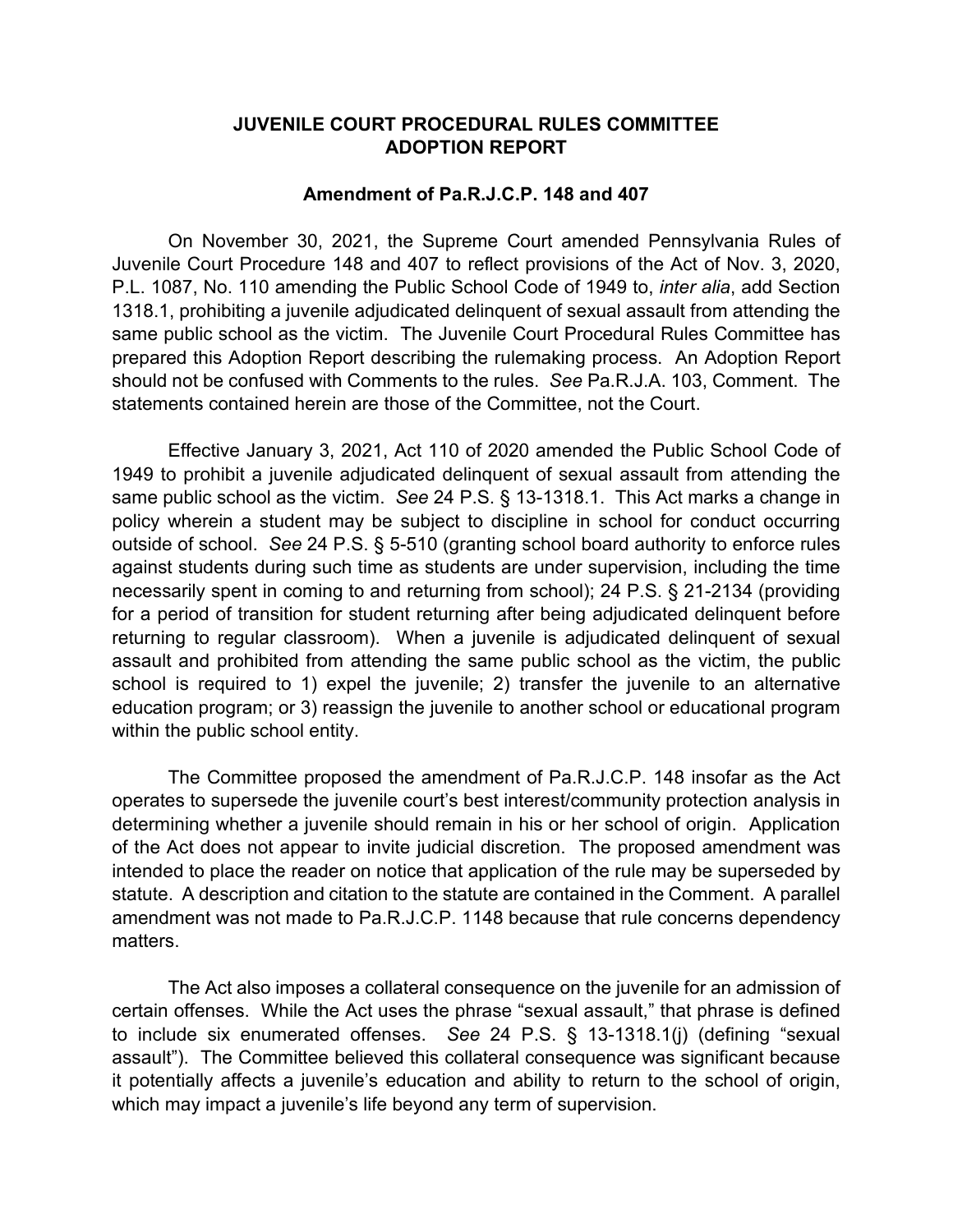# JUVENILE COURT PROCEDURAL RULES COMMITTEE
# ADOPTION REPORT

## Amendment of Pa.R.J.C.P. 148 and 407

On November 30, 2021, the Supreme Court amended Pennsylvania Rules of Juvenile Court Procedure 148 and 407 to reflect provisions of the Act of Nov. 3, 2020, P.L. 1087, No. 110 amending the Public School Code of 1949 to, *inter alia*, add Section 1318.1, prohibiting a juvenile adjudicated delinquent of sexual assault from attending the same public school as the victim. The Juvenile Court Procedural Rules Committee has prepared this Adoption Report describing the rulemaking process. An Adoption Report should not be confused with Comments to the rules. *See* Pa.R.J.A. 103, Comment. The statements contained herein are those of the Committee, not the Court.

Effective January 3, 2021, Act 110 of 2020 amended the Public School Code of 1949 to prohibit a juvenile adjudicated delinquent of sexual assault from attending the same public school as the victim. *See* 24 P.S. § 13-1318.1. This Act marks a change in policy wherein a student may be subject to discipline in school for conduct occurring outside of school. *See* 24 P.S. § 5-510 (granting school board authority to enforce rules against students during such time as students are under supervision, including the time necessarily spent in coming to and returning from school); 24 P.S. § 21-2134 (providing for a period of transition for student returning after being adjudicated delinquent before returning to regular classroom). When a juvenile is adjudicated delinquent of sexual assault and prohibited from attending the same public school as the victim, the public school is required to 1) expel the juvenile; 2) transfer the juvenile to an alternative education program; or 3) reassign the juvenile to another school or educational program within the public school entity.

The Committee proposed the amendment of Pa.R.J.C.P. 148 insofar as the Act operates to supersede the juvenile court's best interest/community protection analysis in determining whether a juvenile should remain in his or her school of origin. Application of the Act does not appear to invite judicial discretion. The proposed amendment was intended to place the reader on notice that application of the rule may be superseded by statute. A description and citation to the statute are contained in the Comment. A parallel amendment was not made to Pa.R.J.C.P. 1148 because that rule concerns dependency matters.

The Act also imposes a collateral consequence on the juvenile for an admission of certain offenses. While the Act uses the phrase "sexual assault," that phrase is defined to include six enumerated offenses. *See* 24 P.S. § 13-1318.1(j) (defining "sexual assault"). The Committee believed this collateral consequence was significant because it potentially affects a juvenile's education and ability to return to the school of origin, which may impact a juvenile's life beyond any term of supervision.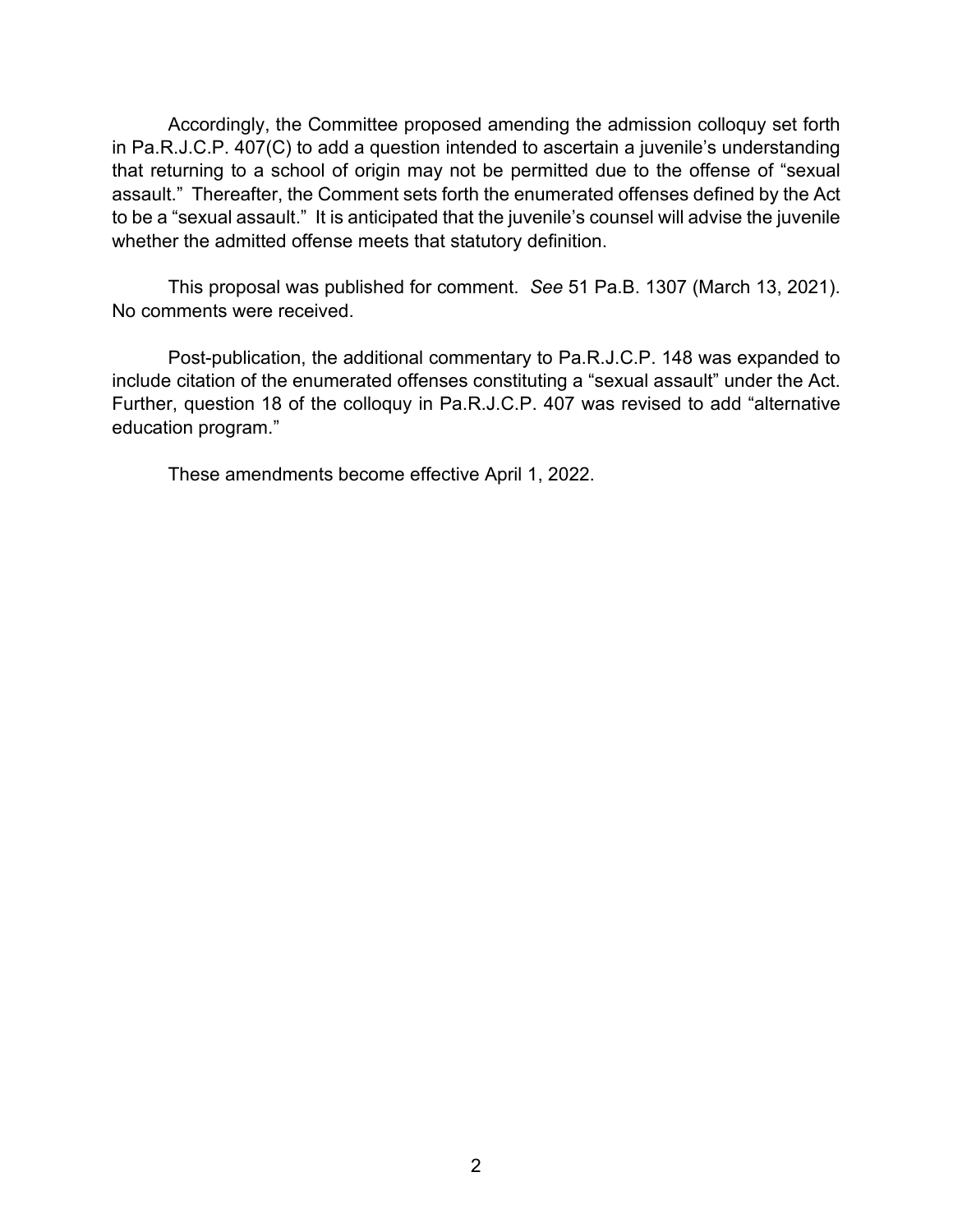Accordingly, the Committee proposed amending the admission colloquy set forth in Pa.R.J.C.P. 407(C) to add a question intended to ascertain a juvenile's understanding that returning to a school of origin may not be permitted due to the offense of "sexual assault." Thereafter, the Comment sets forth the enumerated offenses defined by the Act to be a "sexual assault." It is anticipated that the juvenile's counsel will advise the juvenile whether the admitted offense meets that statutory definition.

This proposal was published for comment. *See* 51 Pa.B. 1307 (March 13, 2021). No comments were received.

Post-publication, the additional commentary to Pa.R.J.C.P. 148 was expanded to include citation of the enumerated offenses constituting a "sexual assault" under the Act. Further, question 18 of the colloquy in Pa.R.J.C.P. 407 was revised to add "alternative education program."

These amendments become effective April 1, 2022.